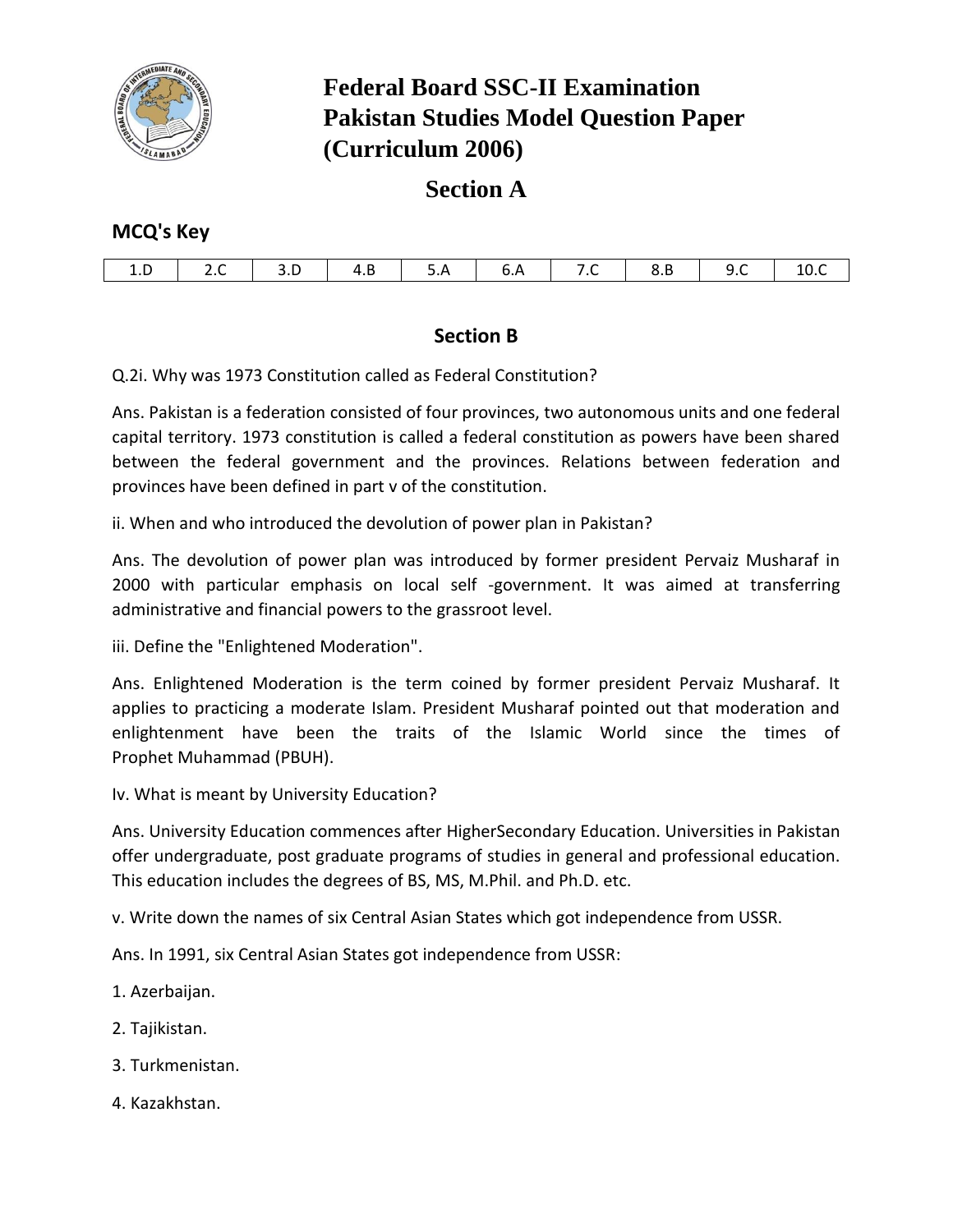# Federal Board SSC-II Examination
# Pakistan Studies Model Question Paper
# (Curriculum 2006)

## Section A

### MCQ's Key

| 1.D | 2.C | 3.D | 4.B | 5.A | 6.A | 7.C | 8.B | 9.C | 10.C |
|---|---|---|---|---|---|---|---|---|---|

## Section B

Q.2i. Why was 1973 Constitution called as Federal Constitution?

Ans. Pakistan is a federation consisted of four provinces, two autonomous units and one federal capital territory. 1973 constitution is called a federal constitution as powers have been shared between the federal government and the provinces. Relations between federation and provinces have been defined in part v of the constitution.

ii. When and who introduced the devolution of power plan in Pakistan?

Ans. The devolution of power plan was introduced by former president Pervaiz Musharaf in 2000 with particular emphasis on local self -government. It was aimed at transferring administrative and financial powers to the grassroot level.

iii. Define the "Enlightened Moderation".

Ans. Enlightened Moderation is the term coined by former president Pervaiz Musharaf. It applies to practicing a moderate Islam. President Musharaf pointed out that moderation and enlightenment have been the traits of the Islamic World since the times of Prophet Muhammad (PBUH).

Iv. What is meant by University Education?

Ans. University Education commences after HigherSecondary Education. Universities in Pakistan offer undergraduate, post graduate programs of studies in general and professional education. This education includes the degrees of BS, MS, M.Phil. and Ph.D. etc.

v. Write down the names of six Central Asian States which got independence from USSR.

Ans. In 1991, six Central Asian States got independence from USSR:

1. Azerbaijan.
2. Tajikistan.
3. Turkmenistan.
4. Kazakhstan.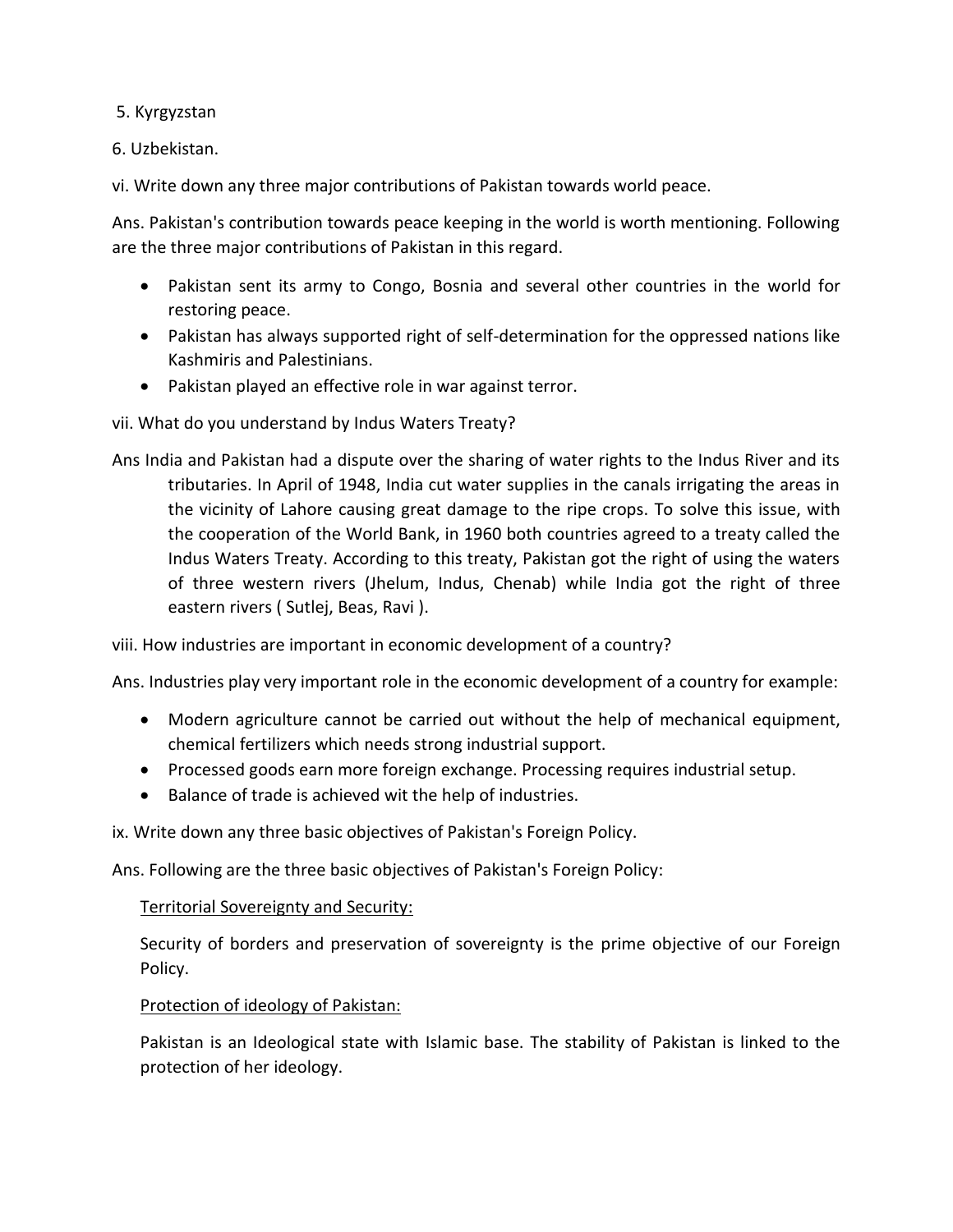5. Kyrgyzstan

6. Uzbekistan.

vi. Write down any three major contributions of Pakistan towards world peace.

Ans. Pakistan's contribution towards peace keeping in the world is worth mentioning. Following are the three major contributions of Pakistan in this regard.

- Pakistan sent its army to Congo, Bosnia and several other countries in the world for restoring peace.
- Pakistan has always supported right of self-determination for the oppressed nations like Kashmiris and Palestinians.
- Pakistan played an effective role in war against terror.

vii. What do you understand by Indus Waters Treaty?

Ans India and Pakistan had a dispute over the sharing of water rights to the Indus River and its tributaries. In April of 1948, India cut water supplies in the canals irrigating the areas in the vicinity of Lahore causing great damage to the ripe crops. To solve this issue, with the cooperation of the World Bank, in 1960 both countries agreed to a treaty called the Indus Waters Treaty. According to this treaty, Pakistan got the right of using the waters of three western rivers (Jhelum, Indus, Chenab) while India got the right of three eastern rivers ( Sutlej, Beas, Ravi ).

viii. How industries are important in economic development of a country?

Ans. Industries play very important role in the economic development of a country for example:

- Modern agriculture cannot be carried out without the help of mechanical equipment, chemical fertilizers which needs strong industrial support.
- Processed goods earn more foreign exchange. Processing requires industrial setup.
- Balance of trade is achieved wit the help of industries.

ix. Write down any three basic objectives of Pakistan's Foreign Policy.

Ans. Following are the three basic objectives of Pakistan's Foreign Policy:

<u>Territorial Sovereignty and Security:</u>

Security of borders and preservation of sovereignty is the prime objective of our Foreign Policy.

<u>Protection of ideology of Pakistan:</u>

Pakistan is an Ideological state with Islamic base. The stability of Pakistan is linked to the protection of her ideology.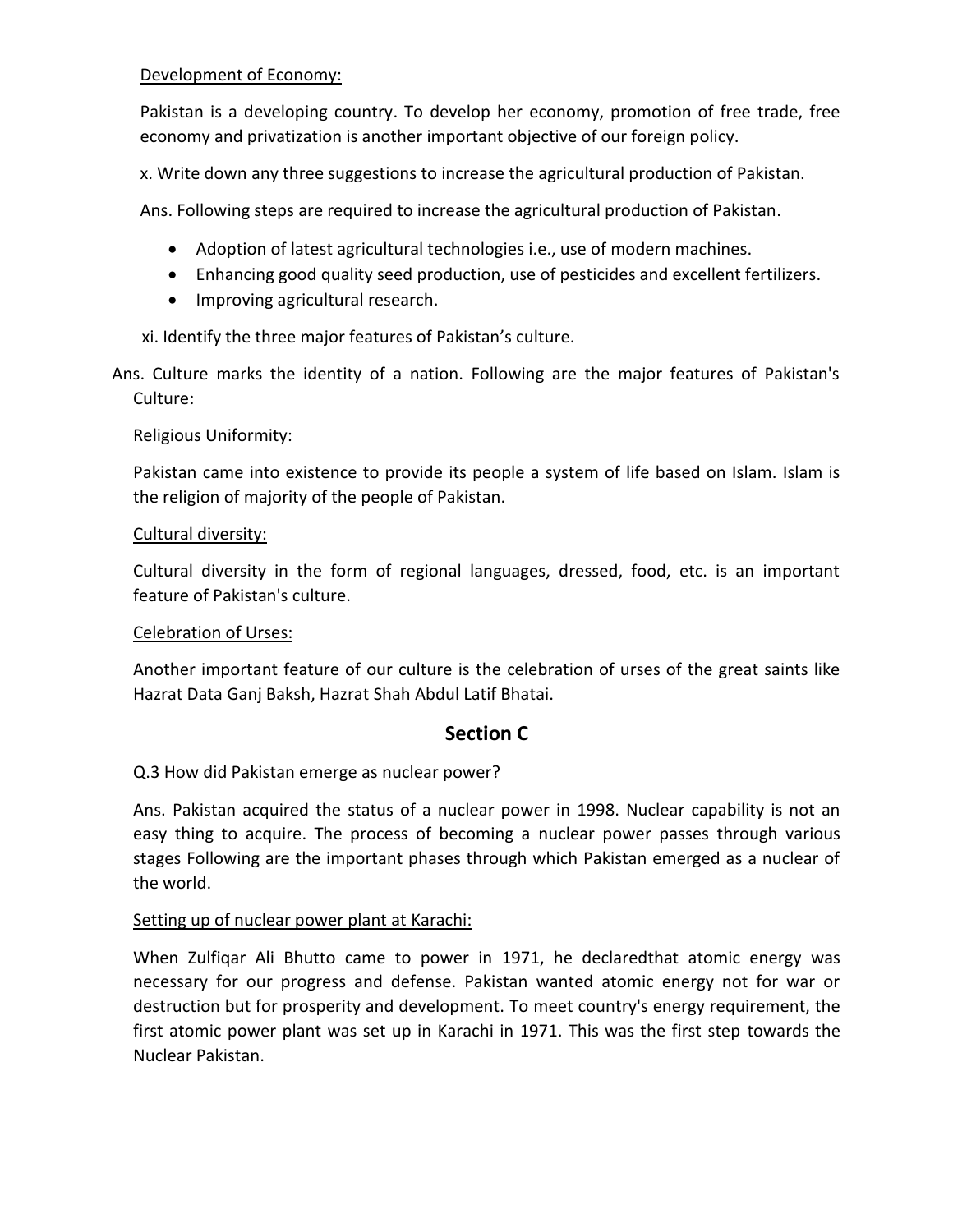Development of Economy:

Pakistan is a developing country. To develop her economy, promotion of free trade, free economy and privatization is another important objective of our foreign policy.

x. Write down any three suggestions to increase the agricultural production of Pakistan.

Ans. Following steps are required to increase the agricultural production of Pakistan.

- Adoption of latest agricultural technologies i.e., use of modern machines.
- Enhancing good quality seed production, use of pesticides and excellent fertilizers.
- Improving agricultural research.

xi. Identify the three major features of Pakistan's culture.

Ans. Culture marks the identity of a nation. Following are the major features of Pakistan's Culture:

Religious Uniformity:

Pakistan came into existence to provide its people a system of life based on Islam. Islam is the religion of majority of the people of Pakistan.

Cultural diversity:

Cultural diversity in the form of regional languages, dressed, food, etc. is an important feature of Pakistan's culture.

Celebration of Urses:

Another important feature of our culture is the celebration of urses of the great saints like Hazrat Data Ganj Baksh, Hazrat Shah Abdul Latif Bhatai.

## Section C

Q.3 How did Pakistan emerge as nuclear power?

Ans. Pakistan acquired the status of a nuclear power in 1998. Nuclear capability is not an easy thing to acquire. The process of becoming a nuclear power passes through various stages Following are the important phases through which Pakistan emerged as a nuclear of the world.

Setting up of nuclear power plant at Karachi:

When Zulfiqar Ali Bhutto came to power in 1971, he declaredthat atomic energy was necessary for our progress and defense. Pakistan wanted atomic energy not for war or destruction but for prosperity and development. To meet country's energy requirement, the first atomic power plant was set up in Karachi in 1971. This was the first step towards the Nuclear Pakistan.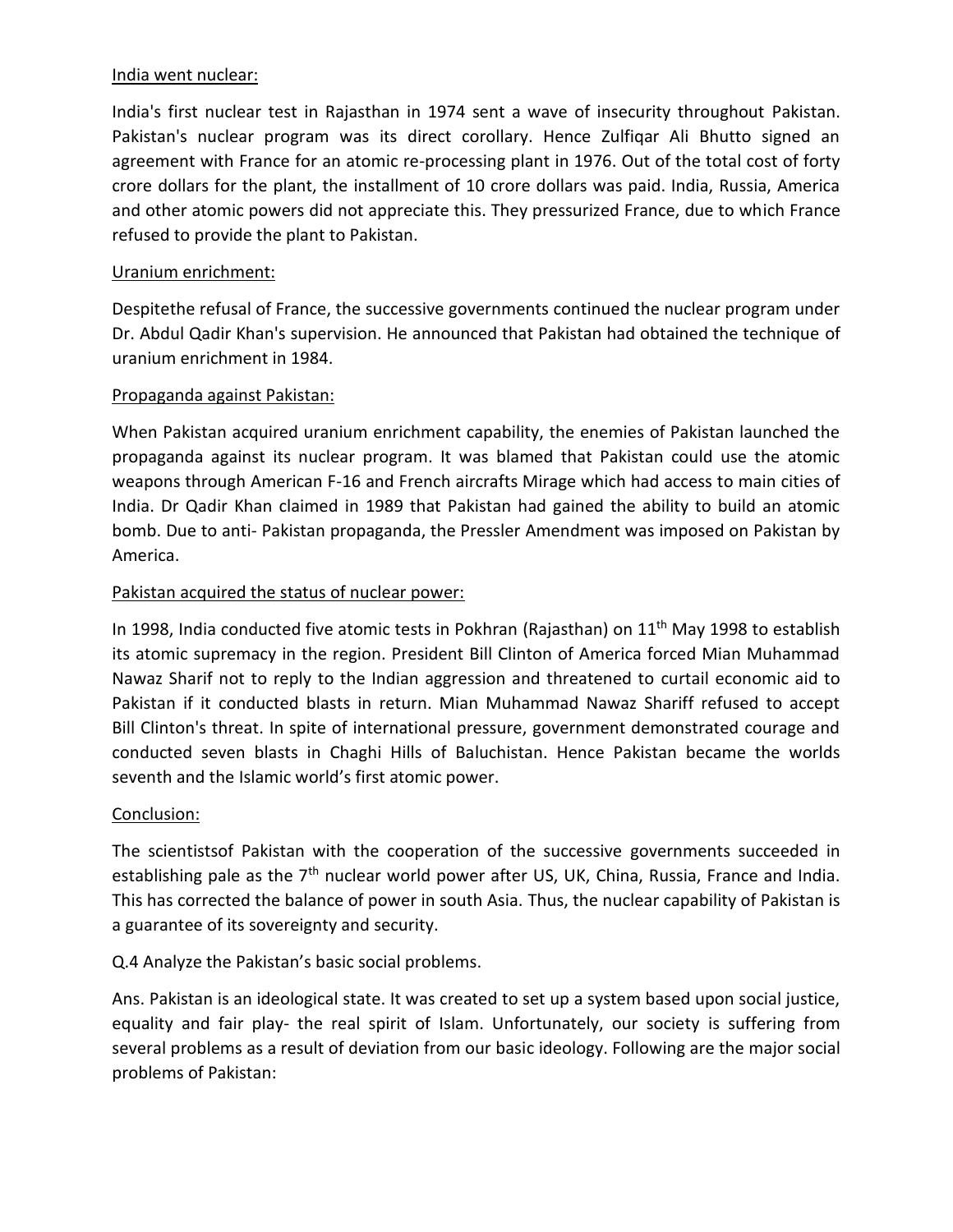India went nuclear:

India's first nuclear test in Rajasthan in 1974 sent a wave of insecurity throughout Pakistan. Pakistan's nuclear program was its direct corollary. Hence Zulfiqar Ali Bhutto signed an agreement with France for an atomic re-processing plant in 1976. Out of the total cost of forty crore dollars for the plant, the installment of 10 crore dollars was paid. India, Russia, America and other atomic powers did not appreciate this. They pressurized France, due to which France refused to provide the plant to Pakistan.

Uranium enrichment:

Despitethe refusal of France, the successive governments continued the nuclear program under Dr. Abdul Qadir Khan's supervision. He announced that Pakistan had obtained the technique of uranium enrichment in 1984.

Propaganda against Pakistan:

When Pakistan acquired uranium enrichment capability, the enemies of Pakistan launched the propaganda against its nuclear program. It was blamed that Pakistan could use the atomic weapons through American F-16 and French aircrafts Mirage which had access to main cities of India. Dr Qadir Khan claimed in 1989 that Pakistan had gained the ability to build an atomic bomb. Due to anti- Pakistan propaganda, the Pressler Amendment was imposed on Pakistan by America.

Pakistan acquired the status of nuclear power:

In 1998, India conducted five atomic tests in Pokhran (Rajasthan) on 11th May 1998 to establish its atomic supremacy in the region. President Bill Clinton of America forced Mian Muhammad Nawaz Sharif not to reply to the Indian aggression and threatened to curtail economic aid to Pakistan if it conducted blasts in return. Mian Muhammad Nawaz Shariff refused to accept Bill Clinton's threat. In spite of international pressure, government demonstrated courage and conducted seven blasts in Chaghi Hills of Baluchistan. Hence Pakistan became the worlds seventh and the Islamic world's first atomic power.

Conclusion:

The scientistsof Pakistan with the cooperation of the successive governments succeeded in establishing pale as the 7th nuclear world power after US, UK, China, Russia, France and India. This has corrected the balance of power in south Asia. Thus, the nuclear capability of Pakistan is a guarantee of its sovereignty and security.

Q.4 Analyze the Pakistan's basic social problems.

Ans. Pakistan is an ideological state. It was created to set up a system based upon social justice, equality and fair play- the real spirit of Islam. Unfortunately, our society is suffering from several problems as a result of deviation from our basic ideology. Following are the major social problems of Pakistan: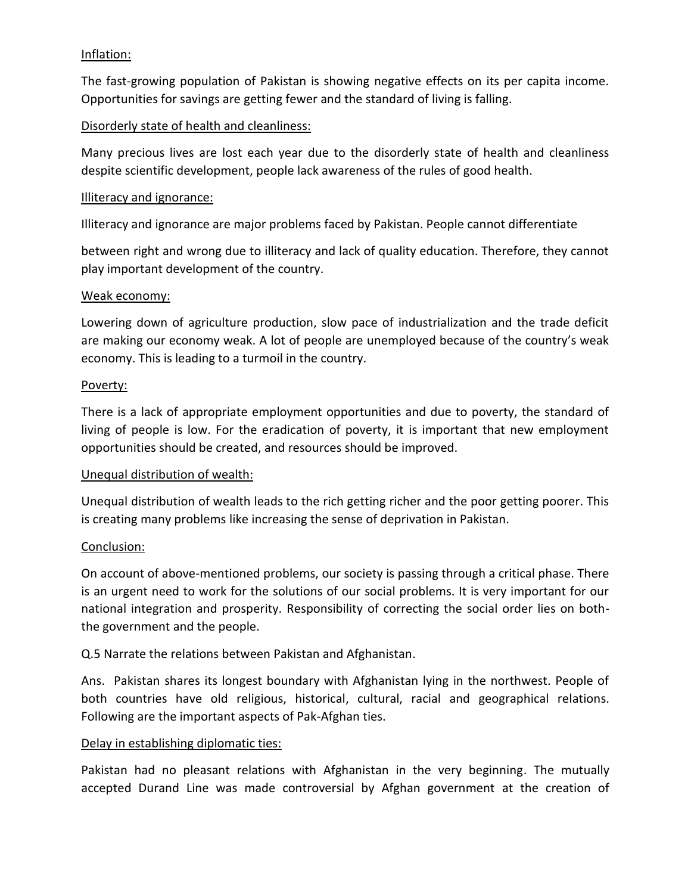<u>Inflation:</u>

The fast-growing population of Pakistan is showing negative effects on its per capita income. Opportunities for savings are getting fewer and the standard of living is falling.

<u>Disorderly state of health and cleanliness:</u>

Many precious lives are lost each year due to the disorderly state of health and cleanliness despite scientific development, people lack awareness of the rules of good health.

<u>Illiteracy and ignorance:</u>

Illiteracy and ignorance are major problems faced by Pakistan. People cannot differentiate

between right and wrong due to illiteracy and lack of quality education. Therefore, they cannot play important development of the country.

<u>Weak economy:</u>

Lowering down of agriculture production, slow pace of industrialization and the trade deficit are making our economy weak. A lot of people are unemployed because of the country's weak economy. This is leading to a turmoil in the country.

<u>Poverty:</u>

There is a lack of appropriate employment opportunities and due to poverty, the standard of living of people is low. For the eradication of poverty, it is important that new employment opportunities should be created, and resources should be improved.

<u>Unequal distribution of wealth:</u>

Unequal distribution of wealth leads to the rich getting richer and the poor getting poorer. This is creating many problems like increasing the sense of deprivation in Pakistan.

<u>Conclusion:</u>

On account of above-mentioned problems, our society is passing through a critical phase. There is an urgent need to work for the solutions of our social problems. It is very important for our national integration and prosperity. Responsibility of correcting the social order lies on both- the government and the people.

Q.5 Narrate the relations between Pakistan and Afghanistan.

Ans. Pakistan shares its longest boundary with Afghanistan lying in the northwest. People of both countries have old religious, historical, cultural, racial and geographical relations. Following are the important aspects of Pak-Afghan ties.

<u>Delay in establishing diplomatic ties:</u>

Pakistan had no pleasant relations with Afghanistan in the very beginning. The mutually accepted Durand Line was made controversial by Afghan government at the creation of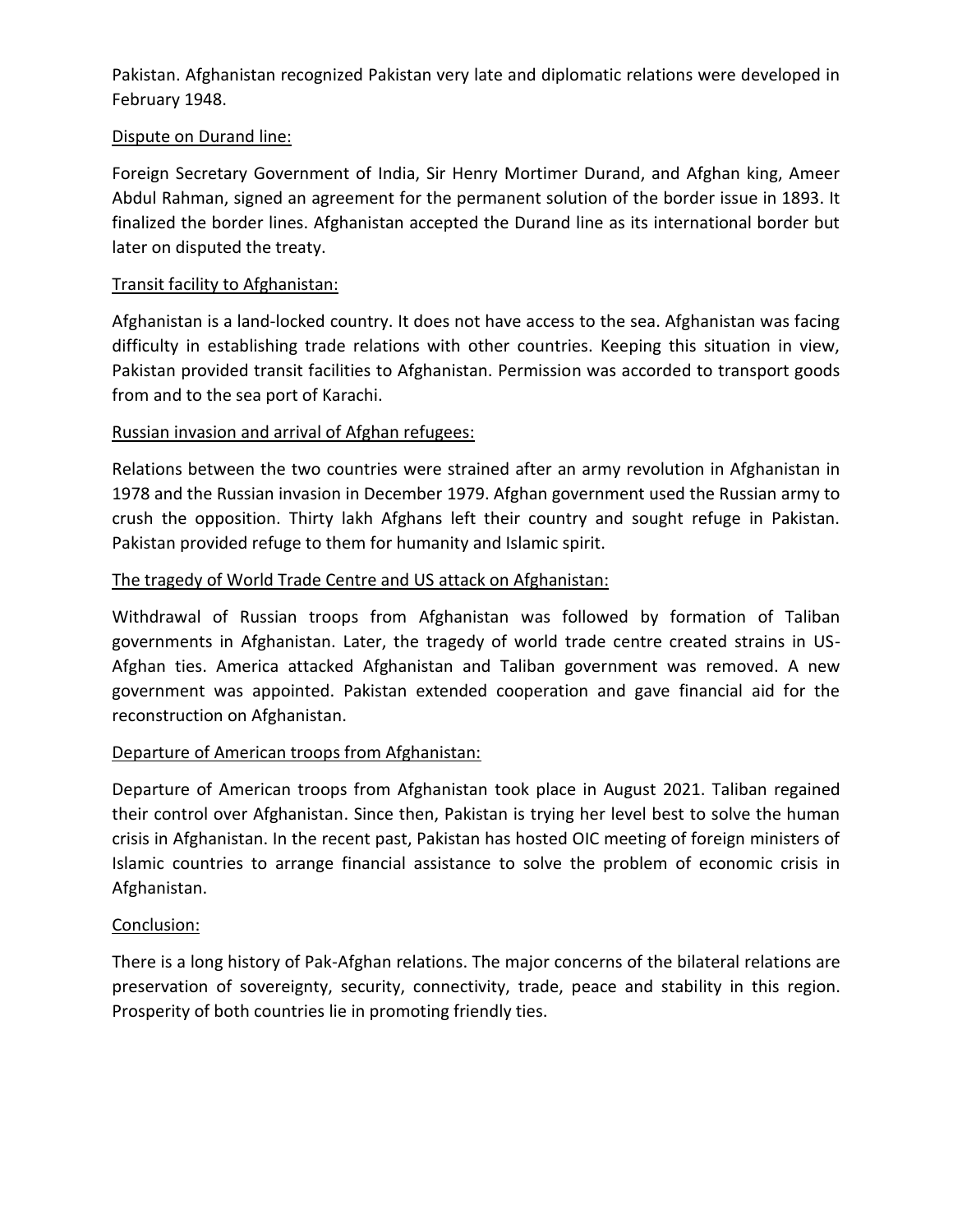Pakistan. Afghanistan recognized Pakistan very late and diplomatic relations were developed in February 1948.

### Dispute on Durand line:

Foreign Secretary Government of India, Sir Henry Mortimer Durand, and Afghan king, Ameer Abdul Rahman, signed an agreement for the permanent solution of the border issue in 1893. It finalized the border lines. Afghanistan accepted the Durand line as its international border but later on disputed the treaty.

### Transit facility to Afghanistan:

Afghanistan is a land-locked country. It does not have access to the sea. Afghanistan was facing difficulty in establishing trade relations with other countries. Keeping this situation in view, Pakistan provided transit facilities to Afghanistan. Permission was accorded to transport goods from and to the sea port of Karachi.

### Russian invasion and arrival of Afghan refugees:

Relations between the two countries were strained after an army revolution in Afghanistan in 1978 and the Russian invasion in December 1979. Afghan government used the Russian army to crush the opposition. Thirty lakh Afghans left their country and sought refuge in Pakistan. Pakistan provided refuge to them for humanity and Islamic spirit.

### The tragedy of World Trade Centre and US attack on Afghanistan:

Withdrawal of Russian troops from Afghanistan was followed by formation of Taliban governments in Afghanistan. Later, the tragedy of world trade centre created strains in US-Afghan ties. America attacked Afghanistan and Taliban government was removed. A new government was appointed. Pakistan extended cooperation and gave financial aid for the reconstruction on Afghanistan.

### Departure of American troops from Afghanistan:

Departure of American troops from Afghanistan took place in August 2021. Taliban regained their control over Afghanistan. Since then, Pakistan is trying her level best to solve the human crisis in Afghanistan. In the recent past, Pakistan has hosted OIC meeting of foreign ministers of Islamic countries to arrange financial assistance to solve the problem of economic crisis in Afghanistan.

### Conclusion:

There is a long history of Pak-Afghan relations. The major concerns of the bilateral relations are preservation of sovereignty, security, connectivity, trade, peace and stability in this region. Prosperity of both countries lie in promoting friendly ties.